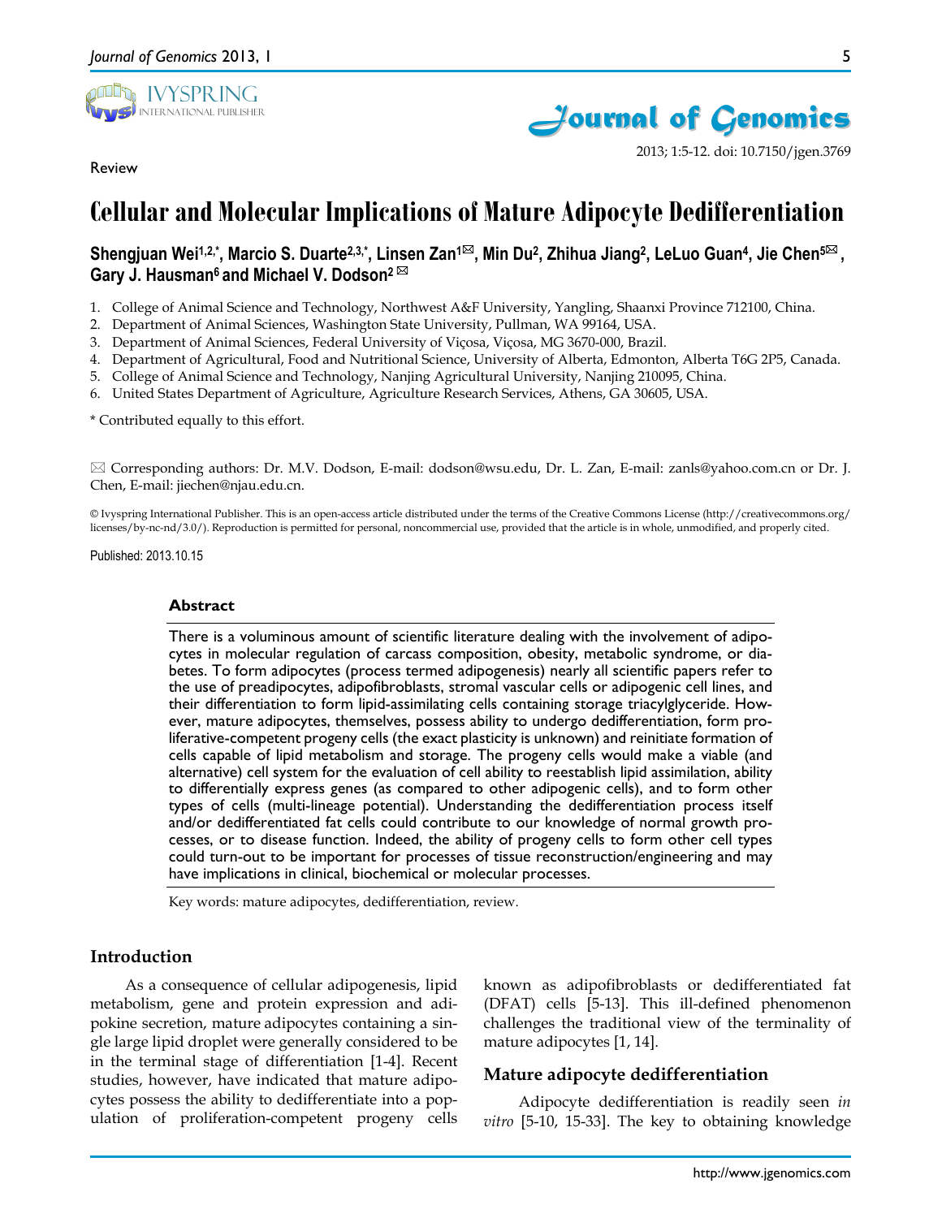Review

# Cellular and Molecular Implications of Mature Adipocyte Dedifferentiation

**Shengjuan Wei[1,2,*], Marcio S. Duarte[2,3,*], Linsen Zan[1✉], Min Du[2], Zhihua Jiang[2], LeLuo Guan[4], Jie Chen[5✉], Gary J. Hausman[6] and Michael V. Dodson[2✉]**

1. College of Animal Science and Technology, Northwest A&F University, Yangling, Shaanxi Province 712100, China.
2. Department of Animal Sciences, Washington State University, Pullman, WA 99164, USA.
3. Department of Animal Sciences, Federal University of Viçosa, Viçosa, MG 3670-000, Brazil.
4. Department of Agricultural, Food and Nutritional Science, University of Alberta, Edmonton, Alberta T6G 2P5, Canada.
5. College of Animal Science and Technology, Nanjing Agricultural University, Nanjing 210095, China.
6. United States Department of Agriculture, Agriculture Research Services, Athens, GA 30605, USA.

\* Contributed equally to this effort.

✉ Corresponding authors: Dr. M.V. Dodson, E-mail: dodson@wsu.edu, Dr. L. Zan, E-mail: zanls@yahoo.com.cn or Dr. J. Chen, E-mail: jiechen@njau.edu.cn.

© Ivyspring International Publisher. This is an open-access article distributed under the terms of the Creative Commons License (http://creativecommons.org/licenses/by-nc-nd/3.0/). Reproduction is permitted for personal, noncommercial use, provided that the article is in whole, unmodified, and properly cited.

Published: 2013.10.15

### Abstract

There is a voluminous amount of scientific literature dealing with the involvement of adipocytes in molecular regulation of carcass composition, obesity, metabolic syndrome, or diabetes. To form adipocytes (process termed adipogenesis) nearly all scientific papers refer to the use of preadipocytes, adipofibroblasts, stromal vascular cells or adipogenic cell lines, and their differentiation to form lipid-assimilating cells containing storage triacylglyceride. However, mature adipocytes, themselves, possess ability to undergo dedifferentiation, form proliferative-competent progeny cells (the exact plasticity is unknown) and reinitiate formation of cells capable of lipid metabolism and storage. The progeny cells would make a viable (and alternative) cell system for the evaluation of cell ability to reestablish lipid assimilation, ability to differentially express genes (as compared to other adipogenic cells), and to form other types of cells (multi-lineage potential). Understanding the dedifferentiation process itself and/or dedifferentiated fat cells could contribute to our knowledge of normal growth processes, or to disease function. Indeed, the ability of progeny cells to form other cell types could turn-out to be important for processes of tissue reconstruction/engineering and may have implications in clinical, biochemical or molecular processes.

Key words: mature adipocytes, dedifferentiation, review.

## Introduction

As a consequence of cellular adipogenesis, lipid metabolism, gene and protein expression and adipokine secretion, mature adipocytes containing a single large lipid droplet were generally considered to be in the terminal stage of differentiation [1-4]. Recent studies, however, have indicated that mature adipocytes possess the ability to dedifferentiate into a population of proliferation-competent progeny cells known as adipofibroblasts or dedifferentiated fat (DFAT) cells [5-13]. This ill-defined phenomenon challenges the traditional view of the terminality of mature adipocytes [1, 14].

## Mature adipocyte dedifferentiation

Adipocyte dedifferentiation is readily seen *in vitro* [5-10, 15-33]. The key to obtaining knowledge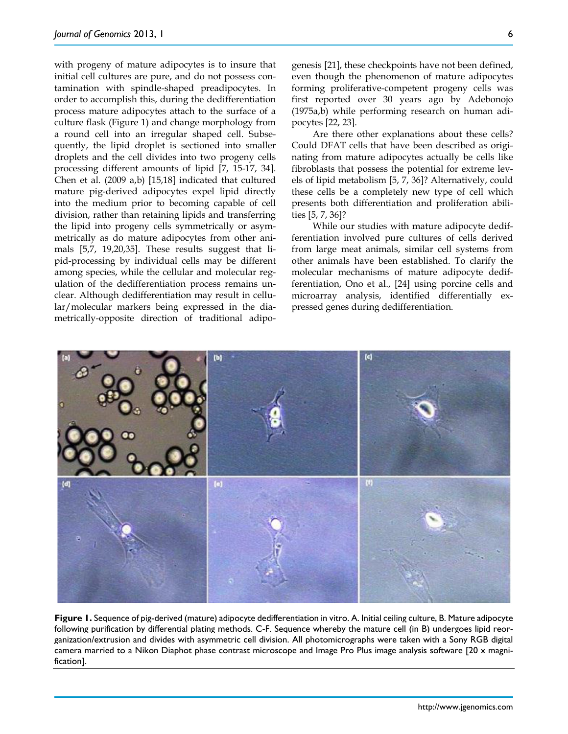with progeny of mature adipocytes is to insure that initial cell cultures are pure, and do not possess contamination with spindle-shaped preadipocytes. In order to accomplish this, during the dedifferentiation process mature adipocytes attach to the surface of a culture flask (Figure 1) and change morphology from a round cell into an irregular shaped cell. Subsequently, the lipid droplet is sectioned into smaller droplets and the cell divides into two progeny cells processing different amounts of lipid [7, 15-17, 34]. Chen et al. (2009 a,b) [15,18] indicated that cultured mature pig-derived adipocytes expel lipid directly into the medium prior to becoming capable of cell division, rather than retaining lipids and transferring the lipid into progeny cells symmetrically or asymmetrically as do mature adipocytes from other animals [5,7, 19,20,35]. These results suggest that lipid-processing by individual cells may be different among species, while the cellular and molecular regulation of the dedifferentiation process remains unclear. Although dedifferentiation may result in cellular/molecular markers being expressed in the diametrically-opposite direction of traditional adipogenesis [21], these checkpoints have not been defined, even though the phenomenon of mature adipocytes forming proliferative-competent progeny cells was first reported over 30 years ago by Adebonojo (1975a,b) while performing research on human adipocytes [22, 23].

Are there other explanations about these cells? Could DFAT cells that have been described as originating from mature adipocytes actually be cells like fibroblasts that possess the potential for extreme levels of lipid metabolism [5, 7, 36]? Alternatively, could these cells be a completely new type of cell which presents both differentiation and proliferation abilities [5, 7, 36]?

While our studies with mature adipocyte dedifferentiation involved pure cultures of cells derived from large meat animals, similar cell systems from other animals have been established. To clarify the molecular mechanisms of mature adipocyte dedifferentiation, Ono et al., [24] using porcine cells and microarray analysis, identified differentially expressed genes during dedifferentiation.

**Figure 1.** Sequence of pig-derived (mature) adipocyte dedifferentiation in vitro. A. Initial ceiling culture, B. Mature adipocyte following purification by differential plating methods. C-F. Sequence whereby the mature cell (in B) undergoes lipid reorganization/extrusion and divides with asymmetric cell division. All photomicrographs were taken with a Sony RGB digital camera married to a Nikon Diaphot phase contrast microscope and Image Pro Plus image analysis software [20 x magnification].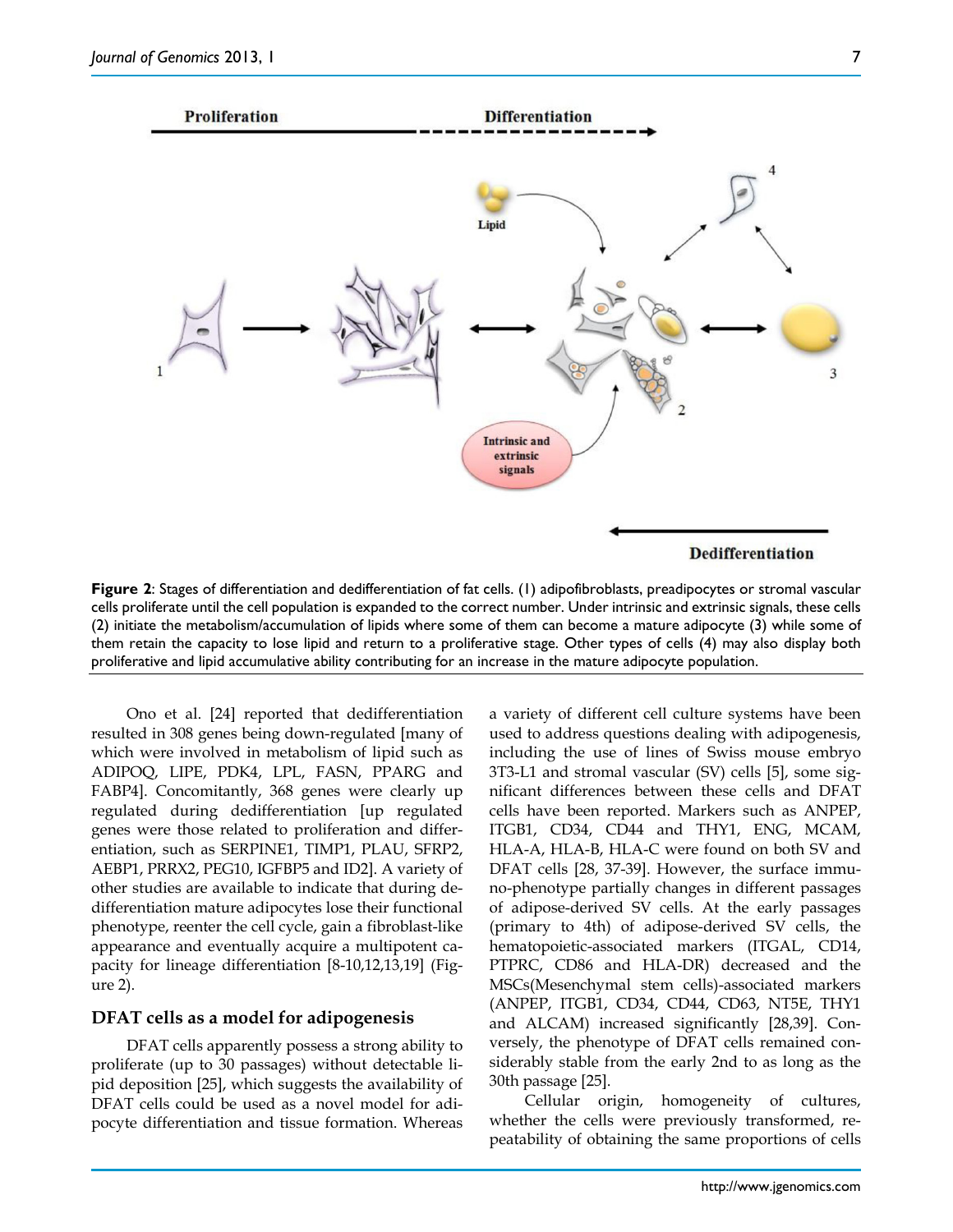**Figure 2**: Stages of differentiation and dedifferentiation of fat cells. (1) adipofibroblasts, preadipocytes or stromal vascular cells proliferate until the cell population is expanded to the correct number. Under intrinsic and extrinsic signals, these cells (2) initiate the metabolism/accumulation of lipids where some of them can become a mature adipocyte (3) while some of them retain the capacity to lose lipid and return to a proliferative stage. Other types of cells (4) may also display both proliferative and lipid accumulative ability contributing for an increase in the mature adipocyte population.

Ono et al. [24] reported that dedifferentiation resulted in 308 genes being down-regulated [many of which were involved in metabolism of lipid such as ADIPOQ, LIPE, PDK4, LPL, FASN, PPARG and FABP4]. Concomitantly, 368 genes were clearly up regulated during dedifferentiation [up regulated genes were those related to proliferation and differentiation, such as SERPINE1, TIMP1, PLAU, SFRP2, AEBP1, PRRX2, PEG10, IGFBP5 and ID2]. A variety of other studies are available to indicate that during dedifferentiation mature adipocytes lose their functional phenotype, reenter the cell cycle, gain a fibroblast-like appearance and eventually acquire a multipotent capacity for lineage differentiation [8-10,12,13,19] (Figure 2).

## DFAT cells as a model for adipogenesis

DFAT cells apparently possess a strong ability to proliferate (up to 30 passages) without detectable lipid deposition [25], which suggests the availability of DFAT cells could be used as a novel model for adipocyte differentiation and tissue formation. Whereas a variety of different cell culture systems have been used to address questions dealing with adipogenesis, including the use of lines of Swiss mouse embryo 3T3-L1 and stromal vascular (SV) cells [5], some significant differences between these cells and DFAT cells have been reported. Markers such as ANPEP, ITGB1, CD34, CD44 and THY1, ENG, MCAM, HLA-A, HLA-B, HLA-C were found on both SV and DFAT cells [28, 37-39]. However, the surface immuno-phenotype partially changes in different passages of adipose-derived SV cells. At the early passages (primary to 4th) of adipose-derived SV cells, the hematopoietic-associated markers (ITGAL, CD14, PTPRC, CD86 and HLA-DR) decreased and the MSCs(Mesenchymal stem cells)-associated markers (ANPEP, ITGB1, CD34, CD44, CD63, NT5E, THY1 and ALCAM) increased significantly [28,39]. Conversely, the phenotype of DFAT cells remained considerably stable from the early 2nd to as long as the 30th passage [25].

Cellular origin, homogeneity of cultures, whether the cells were previously transformed, repeatability of obtaining the same proportions of cells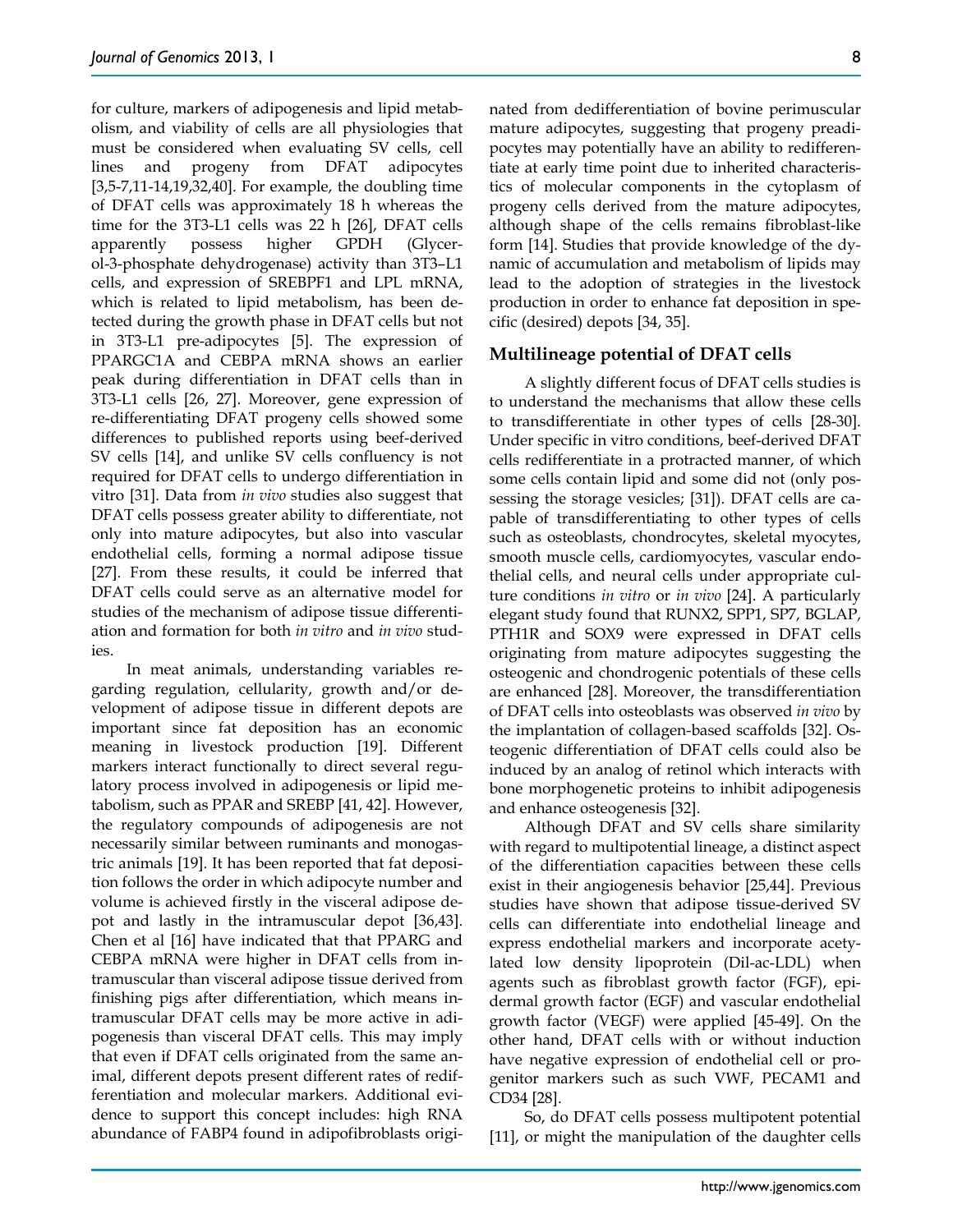for culture, markers of adipogenesis and lipid metabolism, and viability of cells are all physiologies that must be considered when evaluating SV cells, cell lines and progeny from DFAT adipocytes [3,5-7,11-14,19,32,40]. For example, the doubling time of DFAT cells was approximately 18 h whereas the time for the 3T3-L1 cells was 22 h [26], DFAT cells apparently possess higher GPDH (Glycerol-3-phosphate dehydrogenase) activity than 3T3–L1 cells, and expression of SREBPF1 and LPL mRNA, which is related to lipid metabolism, has been detected during the growth phase in DFAT cells but not in 3T3-L1 pre-adipocytes [5]. The expression of PPARGC1A and CEBPA mRNA shows an earlier peak during differentiation in DFAT cells than in 3T3-L1 cells [26, 27]. Moreover, gene expression of re-differentiating DFAT progeny cells showed some differences to published reports using beef-derived SV cells [14], and unlike SV cells confluency is not required for DFAT cells to undergo differentiation in vitro [31]. Data from *in vivo* studies also suggest that DFAT cells possess greater ability to differentiate, not only into mature adipocytes, but also into vascular endothelial cells, forming a normal adipose tissue [27]. From these results, it could be inferred that DFAT cells could serve as an alternative model for studies of the mechanism of adipose tissue differentiation and formation for both *in vitro* and *in vivo* studies.

In meat animals, understanding variables regarding regulation, cellularity, growth and/or development of adipose tissue in different depots are important since fat deposition has an economic meaning in livestock production [19]. Different markers interact functionally to direct several regulatory process involved in adipogenesis or lipid metabolism, such as PPAR and SREBP [41, 42]. However, the regulatory compounds of adipogenesis are not necessarily similar between ruminants and monogastric animals [19]. It has been reported that fat deposition follows the order in which adipocyte number and volume is achieved firstly in the visceral adipose depot and lastly in the intramuscular depot [36,43]. Chen et al [16] have indicated that that PPARG and CEBPA mRNA were higher in DFAT cells from intramuscular than visceral adipose tissue derived from finishing pigs after differentiation, which means intramuscular DFAT cells may be more active in adipogenesis than visceral DFAT cells. This may imply that even if DFAT cells originated from the same animal, different depots present different rates of redifferentiation and molecular markers. Additional evidence to support this concept includes: high RNA abundance of FABP4 found in adipofibroblasts originated from dedifferentiation of bovine perimuscular mature adipocytes, suggesting that progeny preadipocytes may potentially have an ability to redifferentiate at early time point due to inherited characteristics of molecular components in the cytoplasm of progeny cells derived from the mature adipocytes, although shape of the cells remains fibroblast-like form [14]. Studies that provide knowledge of the dynamic of accumulation and metabolism of lipids may lead to the adoption of strategies in the livestock production in order to enhance fat deposition in specific (desired) depots [34, 35].

## Multilineage potential of DFAT cells

A slightly different focus of DFAT cells studies is to understand the mechanisms that allow these cells to transdifferentiate in other types of cells [28-30]. Under specific in vitro conditions, beef-derived DFAT cells redifferentiate in a protracted manner, of which some cells contain lipid and some did not (only possessing the storage vesicles; [31]). DFAT cells are capable of transdifferentiating to other types of cells such as osteoblasts, chondrocytes, skeletal myocytes, smooth muscle cells, cardiomyocytes, vascular endothelial cells, and neural cells under appropriate culture conditions *in vitro* or *in vivo* [24]. A particularly elegant study found that RUNX2, SPP1, SP7, BGLAP, PTH1R and SOX9 were expressed in DFAT cells originating from mature adipocytes suggesting the osteogenic and chondrogenic potentials of these cells are enhanced [28]. Moreover, the transdifferentiation of DFAT cells into osteoblasts was observed *in vivo* by the implantation of collagen-based scaffolds [32]. Osteogenic differentiation of DFAT cells could also be induced by an analog of retinol which interacts with bone morphogenetic proteins to inhibit adipogenesis and enhance osteogenesis [32].

Although DFAT and SV cells share similarity with regard to multipotential lineage, a distinct aspect of the differentiation capacities between these cells exist in their angiogenesis behavior [25,44]. Previous studies have shown that adipose tissue-derived SV cells can differentiate into endothelial lineage and express endothelial markers and incorporate acetylated low density lipoprotein (Dil-ac-LDL) when agents such as fibroblast growth factor (FGF), epidermal growth factor (EGF) and vascular endothelial growth factor (VEGF) were applied [45-49]. On the other hand, DFAT cells with or without induction have negative expression of endothelial cell or progenitor markers such as such VWF, PECAM1 and CD34 [28].

So, do DFAT cells possess multipotent potential [11], or might the manipulation of the daughter cells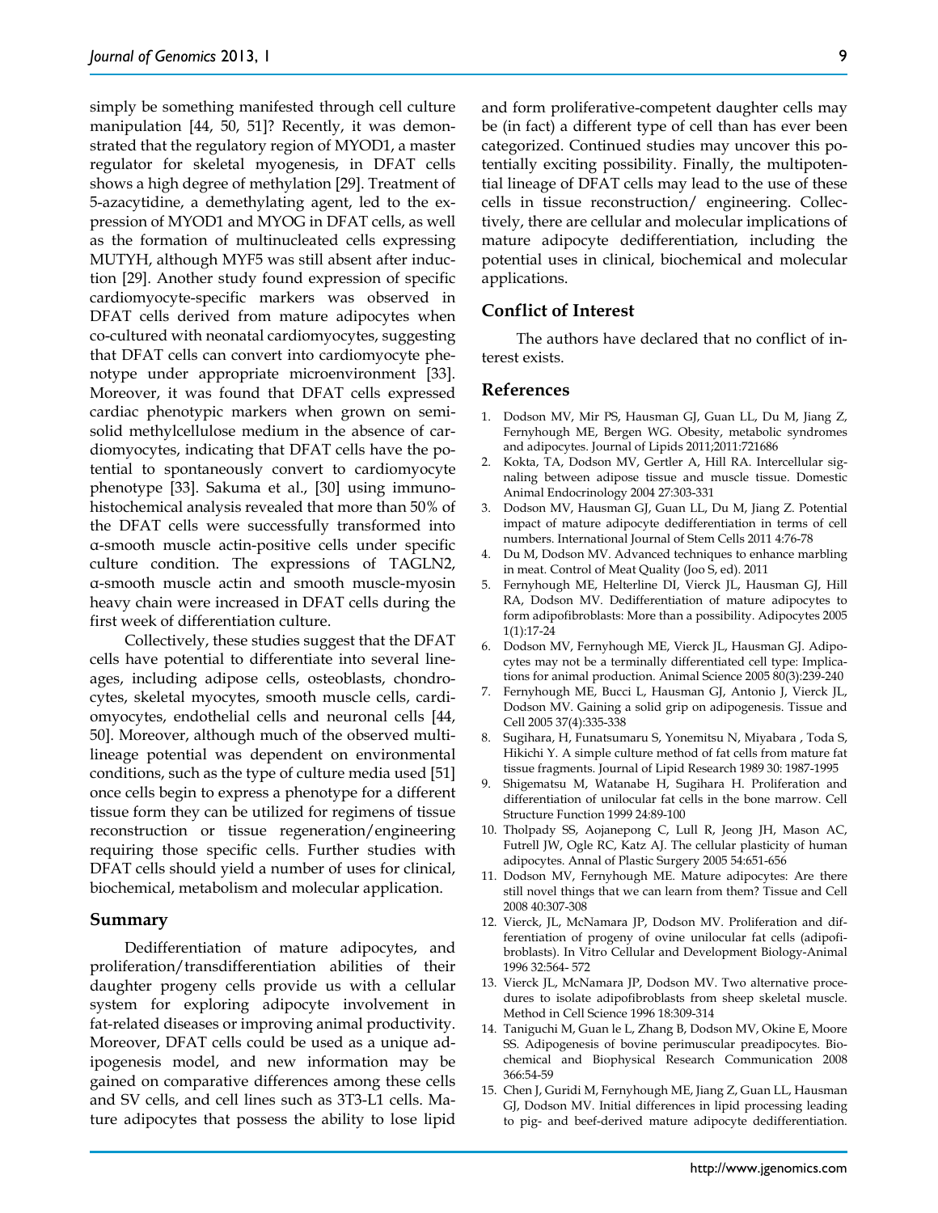simply be something manifested through cell culture manipulation [44, 50, 51]? Recently, it was demonstrated that the regulatory region of MYOD1, a master regulator for skeletal myogenesis, in DFAT cells shows a high degree of methylation [29]. Treatment of 5-azacytidine, a demethylating agent, led to the expression of MYOD1 and MYOG in DFAT cells, as well as the formation of multinucleated cells expressing MUTYH, although MYF5 was still absent after induction [29]. Another study found expression of specific cardiomyocyte-specific markers was observed in DFAT cells derived from mature adipocytes when co-cultured with neonatal cardiomyocytes, suggesting that DFAT cells can convert into cardiomyocyte phenotype under appropriate microenvironment [33]. Moreover, it was found that DFAT cells expressed cardiac phenotypic markers when grown on semi-solid methylcellulose medium in the absence of cardiomyocytes, indicating that DFAT cells have the potential to spontaneously convert to cardiomyocyte phenotype [33]. Sakuma et al., [30] using immunohistochemical analysis revealed that more than 50% of the DFAT cells were successfully transformed into α-smooth muscle actin-positive cells under specific culture condition. The expressions of TAGLN2, α-smooth muscle actin and smooth muscle-myosin heavy chain were increased in DFAT cells during the first week of differentiation culture.

Collectively, these studies suggest that the DFAT cells have potential to differentiate into several lineages, including adipose cells, osteoblasts, chondrocytes, skeletal myocytes, smooth muscle cells, cardiomyocytes, endothelial cells and neuronal cells [44, 50]. Moreover, although much of the observed multi-lineage potential was dependent on environmental conditions, such as the type of culture media used [51] once cells begin to express a phenotype for a different tissue form they can be utilized for regimens of tissue reconstruction or tissue regeneration/engineering requiring those specific cells. Further studies with DFAT cells should yield a number of uses for clinical, biochemical, metabolism and molecular application.

## Summary

Dedifferentiation of mature adipocytes, and proliferation/transdifferentiation abilities of their daughter progeny cells provide us with a cellular system for exploring adipocyte involvement in fat-related diseases or improving animal productivity. Moreover, DFAT cells could be used as a unique adipogenesis model, and new information may be gained on comparative differences among these cells and SV cells, and cell lines such as 3T3-L1 cells. Mature adipocytes that possess the ability to lose lipid and form proliferative-competent daughter cells may be (in fact) a different type of cell than has ever been categorized. Continued studies may uncover this potentially exciting possibility. Finally, the multipotential lineage of DFAT cells may lead to the use of these cells in tissue reconstruction/ engineering. Collectively, there are cellular and molecular implications of mature adipocyte dedifferentiation, including the potential uses in clinical, biochemical and molecular applications.

## Conflict of Interest

The authors have declared that no conflict of interest exists.

## References

1. Dodson MV, Mir PS, Hausman GJ, Guan LL, Du M, Jiang Z, Fernyhough ME, Bergen WG. Obesity, metabolic syndromes and adipocytes. Journal of Lipids 2011;2011:721686
2. Kokta, TA, Dodson MV, Gertler A, Hill RA. Intercellular signaling between adipose tissue and muscle tissue. Domestic Animal Endocrinology 2004 27:303-331
3. Dodson MV, Hausman GJ, Guan LL, Du M, Jiang Z. Potential impact of mature adipocyte dedifferentiation in terms of cell numbers. International Journal of Stem Cells 2011 4:76-78
4. Du M, Dodson MV. Advanced techniques to enhance marbling in meat. Control of Meat Quality (Joo S, ed). 2011
5. Fernyhough ME, Helterline DI, Vierck JL, Hausman GJ, Hill RA, Dodson MV. Dedifferentiation of mature adipocytes to form adipofibroblasts: More than a possibility. Adipocytes 2005 1(1):17-24
6. Dodson MV, Fernyhough ME, Vierck JL, Hausman GJ. Adipocytes may not be a terminally differentiated cell type: Implications for animal production. Animal Science 2005 80(3):239-240
7. Fernyhough ME, Bucci L, Hausman GJ, Antonio J, Vierck JL, Dodson MV. Gaining a solid grip on adipogenesis. Tissue and Cell 2005 37(4):335-338
8. Sugihara, H, Funatsumaru S, Yonemitsu N, Miyabara , Toda S, Hikichi Y. A simple culture method of fat cells from mature fat tissue fragments. Journal of Lipid Research 1989 30: 1987-1995
9. Shigematsu M, Watanabe H, Sugihara H. Proliferation and differentiation of unilocular fat cells in the bone marrow. Cell Structure Function 1999 24:89-100
10. Tholpady SS, Aojanepong C, Lull R, Jeong JH, Mason AC, Futrell JW, Ogle RC, Katz AJ. The cellular plasticity of human adipocytes. Annal of Plastic Surgery 2005 54:651-656
11. Dodson MV, Fernyhough ME. Mature adipocytes: Are there still novel things that we can learn from them? Tissue and Cell 2008 40:307-308
12. Vierck, JL, McNamara JP, Dodson MV. Proliferation and differentiation of progeny of ovine unilocular fat cells (adipofibroblasts). In Vitro Cellular and Development Biology-Animal 1996 32:564- 572
13. Vierck JL, McNamara JP, Dodson MV. Two alternative procedures to isolate adipofibroblasts from sheep skeletal muscle. Method in Cell Science 1996 18:309-314
14. Taniguchi M, Guan le L, Zhang B, Dodson MV, Okine E, Moore SS. Adipogenesis of bovine perimuscular preadipocytes. Biochemical and Biophysical Research Communication 2008 366:54-59
15. Chen J, Guridi M, Fernyhough ME, Jiang Z, Guan LL, Hausman GJ, Dodson MV. Initial differences in lipid processing leading to pig- and beef-derived mature adipocyte dedifferentiation.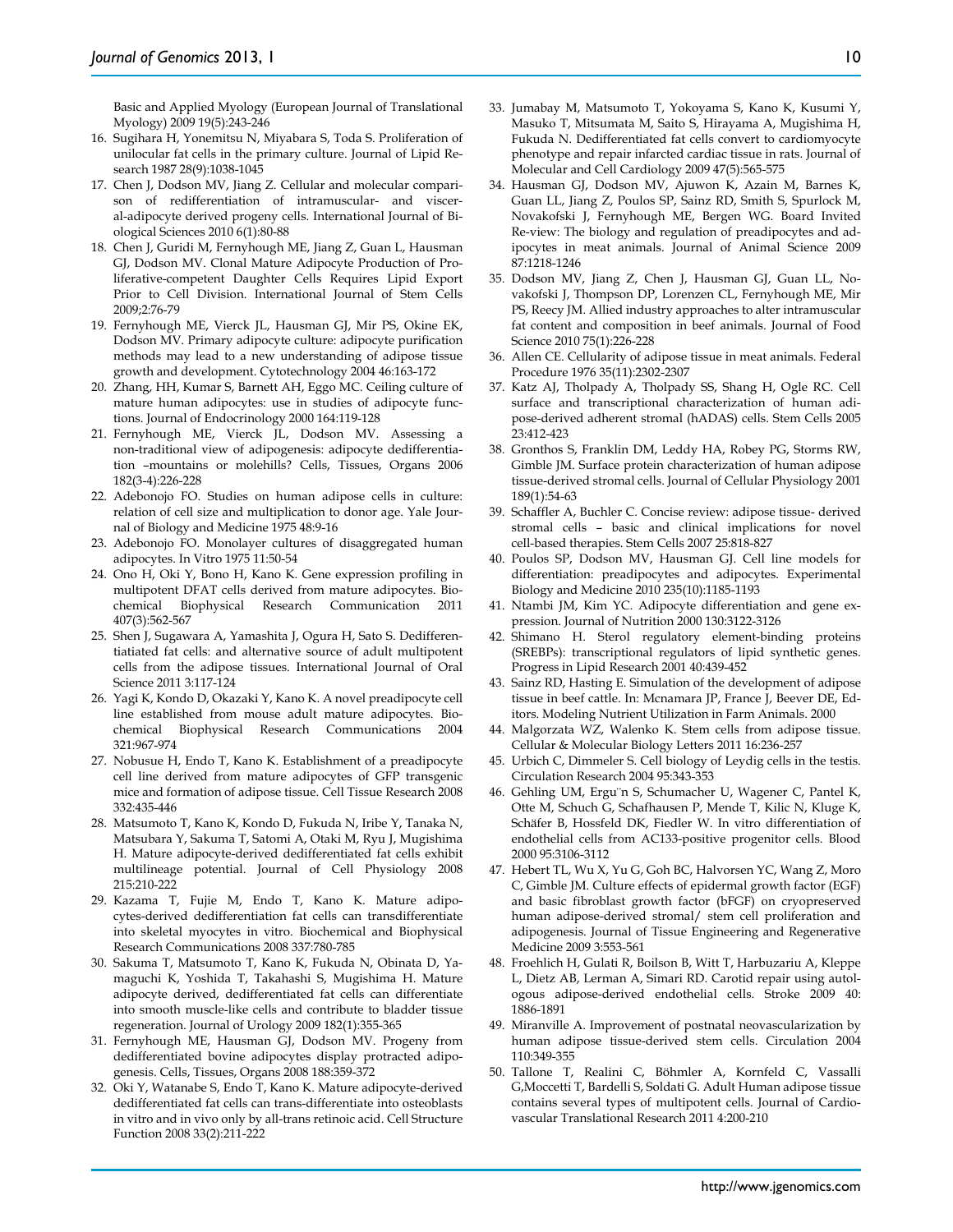Basic and Applied Myology (European Journal of Translational Myology) 2009 19(5):243-246

16. Sugihara H, Yonemitsu N, Miyabara S, Toda S. Proliferation of unilocular fat cells in the primary culture. Journal of Lipid Research 1987 28(9):1038-1045
17. Chen J, Dodson MV, Jiang Z. Cellular and molecular comparison of redifferentiation of intramuscular- and visceral-adipocyte derived progeny cells. International Journal of Biological Sciences 2010 6(1):80-88
18. Chen J, Guridi M, Fernyhough ME, Jiang Z, Guan L, Hausman GJ, Dodson MV. Clonal Mature Adipocyte Production of Proliferative-competent Daughter Cells Requires Lipid Export Prior to Cell Division. International Journal of Stem Cells 2009;2:76-79
19. Fernyhough ME, Vierck JL, Hausman GJ, Mir PS, Okine EK, Dodson MV. Primary adipocyte culture: adipocyte purification methods may lead to a new understanding of adipose tissue growth and development. Cytotechnology 2004 46:163-172
20. Zhang, HH, Kumar S, Barnett AH, Eggo MC. Ceiling culture of mature human adipocytes: use in studies of adipocyte functions. Journal of Endocrinology 2000 164:119-128
21. Fernyhough ME, Vierck JL, Dodson MV. Assessing a non-traditional view of adipogenesis: adipocyte dedifferentiation –mountains or molehills? Cells, Tissues, Organs 2006 182(3-4):226-228
22. Adebonojo FO. Studies on human adipose cells in culture: relation of cell size and multiplication to donor age. Yale Journal of Biology and Medicine 1975 48:9-16
23. Adebonojo FO. Monolayer cultures of disaggregated human adipocytes. In Vitro 1975 11:50-54
24. Ono H, Oki Y, Bono H, Kano K. Gene expression profiling in multipotent DFAT cells derived from mature adipocytes. Biochemical Biophysical Research Communication 2011 407(3):562-567
25. Shen J, Sugawara A, Yamashita J, Ogura H, Sato S. Dedifferentiated fat cells: and alternative source of adult multipotent cells from the adipose tissues. International Journal of Oral Science 2011 3:117-124
26. Yagi K, Kondo D, Okazaki Y, Kano K. A novel preadipocyte cell line established from mouse adult mature adipocytes. Biochemical Biophysical Research Communications 2004 321:967-974
27. Nobusue H, Endo T, Kano K. Establishment of a preadipocyte cell line derived from mature adipocytes of GFP transgenic mice and formation of adipose tissue. Cell Tissue Research 2008 332:435-446
28. Matsumoto T, Kano K, Kondo D, Fukuda N, Iribe Y, Tanaka N, Matsubara Y, Sakuma T, Satomi A, Otaki M, Ryu J, Mugishima H. Mature adipocyte-derived dedifferentiated fat cells exhibit multilineage potential. Journal of Cell Physiology 2008 215:210-222
29. Kazama T, Fujie M, Endo T, Kano K. Mature adipocytes-derived dedifferentiation fat cells can transdifferentiate into skeletal myocytes in vitro. Biochemical and Biophysical Research Communications 2008 337:780-785
30. Sakuma T, Matsumoto T, Kano K, Fukuda N, Obinata D, Yamaguchi K, Yoshida T, Takahashi S, Mugishima H. Mature adipocyte derived, dedifferentiated fat cells can differentiate into smooth muscle-like cells and contribute to bladder tissue regeneration. Journal of Urology 2009 182(1):355-365
31. Fernyhough ME, Hausman GJ, Dodson MV. Progeny from dedifferentiated bovine adipocytes display protracted adipogenesis. Cells, Tissues, Organs 2008 188:359-372
32. Oki Y, Watanabe S, Endo T, Kano K. Mature adipocyte-derived dedifferentiated fat cells can trans-differentiate into osteoblasts in vitro and in vivo only by all-trans retinoic acid. Cell Structure Function 2008 33(2):211-222
33. Jumabay M, Matsumoto T, Yokoyama S, Kano K, Kusumi Y, Masuko T, Mitsumata M, Saito S, Hirayama A, Mugishima H, Fukuda N. Dedifferentiated fat cells convert to cardiomyocyte phenotype and repair infarcted cardiac tissue in rats. Journal of Molecular and Cell Cardiology 2009 47(5):565-575
34. Hausman GJ, Dodson MV, Ajuwon K, Azain M, Barnes K, Guan LL, Jiang Z, Poulos SP, Sainz RD, Smith S, Spurlock M, Novakofski J, Fernyhough ME, Bergen WG. Board Invited Re-view: The biology and regulation of preadipocytes and adipocytes in meat animals. Journal of Animal Science 2009 87:1218-1246
35. Dodson MV, Jiang Z, Chen J, Hausman GJ, Guan LL, Novakofski J, Thompson DP, Lorenzen CL, Fernyhough ME, Mir PS, Reecy JM. Allied industry approaches to alter intramuscular fat content and composition in beef animals. Journal of Food Science 2010 75(1):226-228
36. Allen CE. Cellularity of adipose tissue in meat animals. Federal Procedure 1976 35(11):2302-2307
37. Katz AJ, Tholpady A, Tholpady SS, Shang H, Ogle RC. Cell surface and transcriptional characterization of human adipose-derived adherent stromal (hADAS) cells. Stem Cells 2005 23:412-423
38. Gronthos S, Franklin DM, Leddy HA, Robey PG, Storms RW, Gimble JM. Surface protein characterization of human adipose tissue-derived stromal cells. Journal of Cellular Physiology 2001 189(1):54-63
39. Schaffler A, Buchler C. Concise review: adipose tissue- derived stromal cells – basic and clinical implications for novel cell-based therapies. Stem Cells 2007 25:818-827
40. Poulos SP, Dodson MV, Hausman GJ. Cell line models for differentiation: preadipocytes and adipocytes. Experimental Biology and Medicine 2010 235(10):1185-1193
41. Ntambi JM, Kim YC. Adipocyte differentiation and gene expression. Journal of Nutrition 2000 130:3122-3126
42. Shimano H. Sterol regulatory element-binding proteins (SREBPs): transcriptional regulators of lipid synthetic genes. Progress in Lipid Research 2001 40:439-452
43. Sainz RD, Hasting E. Simulation of the development of adipose tissue in beef cattle. In: Mcnamara JP, France J, Beever DE, Editors. Modeling Nutrient Utilization in Farm Animals. 2000
44. Malgorzata WZ, Walenko K. Stem cells from adipose tissue. Cellular & Molecular Biology Letters 2011 16:236-257
45. Urbich C, Dimmeler S. Cell biology of Leydig cells in the testis. Circulation Research 2004 95:343-353
46. Gehling UM, Ergu¨n S, Schumacher U, Wagener C, Pantel K, Otte M, Schuch G, Schafhausen P, Mende T, Kilic N, Kluge K, Schäfer B, Hossfeld DK, Fiedler W. In vitro differentiation of endothelial cells from AC133-positive progenitor cells. Blood 2000 95:3106-3112
47. Hebert TL, Wu X, Yu G, Goh BC, Halvorsen YC, Wang Z, Moro C, Gimble JM. Culture effects of epidermal growth factor (EGF) and basic fibroblast growth factor (bFGF) on cryopreserved human adipose-derived stromal/ stem cell proliferation and adipogenesis. Journal of Tissue Engineering and Regenerative Medicine 2009 3:553-561
48. Froehlich H, Gulati R, Boilson B, Witt T, Harbuzariu A, Kleppe L, Dietz AB, Lerman A, Simari RD. Carotid repair using autologous adipose-derived endothelial cells. Stroke 2009 40: 1886-1891
49. Miranville A. Improvement of postnatal neovascularization by human adipose tissue-derived stem cells. Circulation 2004 110:349-355
50. Tallone T, Realini C, Böhmler A, Kornfeld C, Vassalli G,Moccetti T, Bardelli S, Soldati G. Adult Human adipose tissue contains several types of multipotent cells. Journal of Cardiovascular Translational Research 2011 4:200-210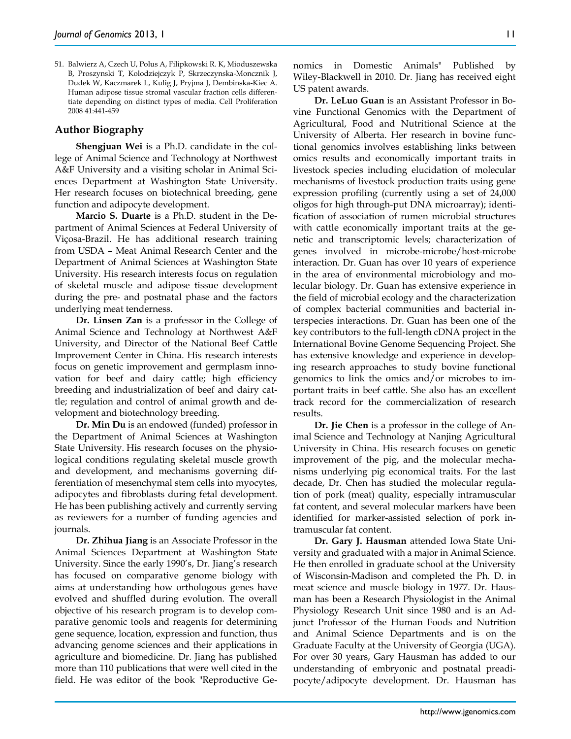51. Balwierz A, Czech U, Polus A, Filipkowski R. K, Mioduszewska B, Proszynski T, Kolodziejczyk P, Skrzeczynska-Moncznik J, Dudek W, Kaczmarek L, Kulig J, Pryjma J, Dembinska-Kiec A. Human adipose tissue stromal vascular fraction cells differentiate depending on distinct types of media. Cell Proliferation 2008 41:441-459

## Author Biography

**Shengjuan Wei** is a Ph.D. candidate in the college of Animal Science and Technology at Northwest A&F University and a visiting scholar in Animal Sciences Department at Washington State University. Her research focuses on biotechnical breeding, gene function and adipocyte development.

**Marcio S. Duarte** is a Ph.D. student in the Department of Animal Sciences at Federal University of Viçosa-Brazil. He has additional research training from USDA – Meat Animal Research Center and the Department of Animal Sciences at Washington State University. His research interests focus on regulation of skeletal muscle and adipose tissue development during the pre- and postnatal phase and the factors underlying meat tenderness.

**Dr. Linsen Zan** is a professor in the College of Animal Science and Technology at Northwest A&F University, and Director of the National Beef Cattle Improvement Center in China. His research interests focus on genetic improvement and germplasm innovation for beef and dairy cattle; high efficiency breeding and industrialization of beef and dairy cattle; regulation and control of animal growth and development and biotechnology breeding.

**Dr. Min Du** is an endowed (funded) professor in the Department of Animal Sciences at Washington State University. His research focuses on the physiological conditions regulating skeletal muscle growth and development, and mechanisms governing differentiation of mesenchymal stem cells into myocytes, adipocytes and fibroblasts during fetal development. He has been publishing actively and currently serving as reviewers for a number of funding agencies and journals.

**Dr. Zhihua Jiang** is an Associate Professor in the Animal Sciences Department at Washington State University. Since the early 1990's, Dr. Jiang's research has focused on comparative genome biology with aims at understanding how orthologous genes have evolved and shuffled during evolution. The overall objective of his research program is to develop comparative genomic tools and reagents for determining gene sequence, location, expression and function, thus advancing genome sciences and their applications in agriculture and biomedicine. Dr. Jiang has published more than 110 publications that were well cited in the field. He was editor of the book "Reproductive Genomics in Domestic Animals" Published by Wiley-Blackwell in 2010. Dr. Jiang has received eight US patent awards.

**Dr. LeLuo Guan** is an Assistant Professor in Bovine Functional Genomics with the Department of Agricultural, Food and Nutritional Science at the University of Alberta. Her research in bovine functional genomics involves establishing links between omics results and economically important traits in livestock species including elucidation of molecular mechanisms of livestock production traits using gene expression profiling (currently using a set of 24,000 oligos for high through-put DNA microarray); identification of association of rumen microbial structures with cattle economically important traits at the genetic and transcriptomic levels; characterization of genes involved in microbe-microbe/host-microbe interaction. Dr. Guan has over 10 years of experience in the area of environmental microbiology and molecular biology. Dr. Guan has extensive experience in the field of microbial ecology and the characterization of complex bacterial communities and bacterial interspecies interactions. Dr. Guan has been one of the key contributors to the full-length cDNA project in the International Bovine Genome Sequencing Project. She has extensive knowledge and experience in developing research approaches to study bovine functional genomics to link the omics and/or microbes to important traits in beef cattle. She also has an excellent track record for the commercialization of research results.

**Dr. Jie Chen** is a professor in the college of Animal Science and Technology at Nanjing Agricultural University in China. His research focuses on genetic improvement of the pig, and the molecular mechanisms underlying pig economical traits. For the last decade, Dr. Chen has studied the molecular regulation of pork (meat) quality, especially intramuscular fat content, and several molecular markers have been identified for marker-assisted selection of pork intramuscular fat content.

**Dr. Gary J. Hausman** attended Iowa State University and graduated with a major in Animal Science. He then enrolled in graduate school at the University of Wisconsin-Madison and completed the Ph. D. in meat science and muscle biology in 1977. Dr. Hausman has been a Research Physiologist in the Animal Physiology Research Unit since 1980 and is an Adjunct Professor of the Human Foods and Nutrition and Animal Science Departments and is on the Graduate Faculty at the University of Georgia (UGA). For over 30 years, Gary Hausman has added to our understanding of embryonic and postnatal preadipocyte/adipocyte development. Dr. Hausman has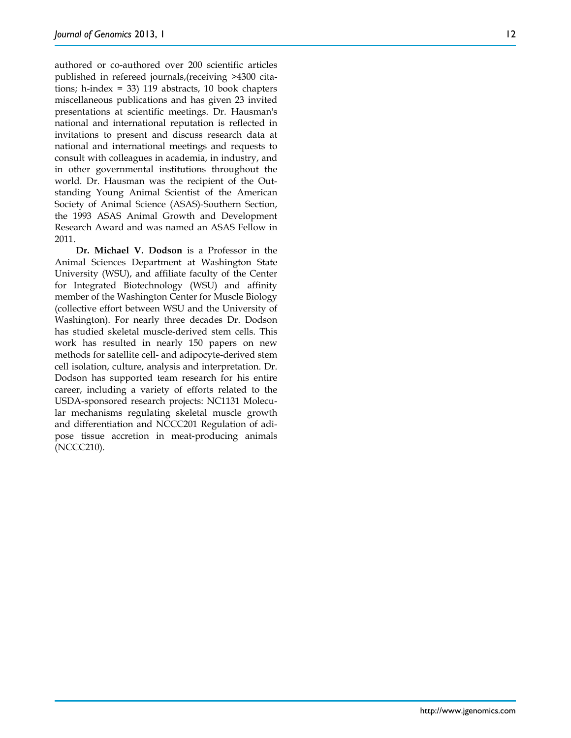authored or co-authored over 200 scientific articles published in refereed journals,(receiving >4300 citations; h-index = 33) 119 abstracts, 10 book chapters miscellaneous publications and has given 23 invited presentations at scientific meetings. Dr. Hausman's national and international reputation is reflected in invitations to present and discuss research data at national and international meetings and requests to consult with colleagues in academia, in industry, and in other governmental institutions throughout the world. Dr. Hausman was the recipient of the Outstanding Young Animal Scientist of the American Society of Animal Science (ASAS)-Southern Section, the 1993 ASAS Animal Growth and Development Research Award and was named an ASAS Fellow in 2011.

**Dr. Michael V. Dodson** is a Professor in the Animal Sciences Department at Washington State University (WSU), and affiliate faculty of the Center for Integrated Biotechnology (WSU) and affinity member of the Washington Center for Muscle Biology (collective effort between WSU and the University of Washington). For nearly three decades Dr. Dodson has studied skeletal muscle-derived stem cells. This work has resulted in nearly 150 papers on new methods for satellite cell- and adipocyte-derived stem cell isolation, culture, analysis and interpretation. Dr. Dodson has supported team research for his entire career, including a variety of efforts related to the USDA-sponsored research projects: NC1131 Molecular mechanisms regulating skeletal muscle growth and differentiation and NCCC201 Regulation of adipose tissue accretion in meat-producing animals (NCCC210).